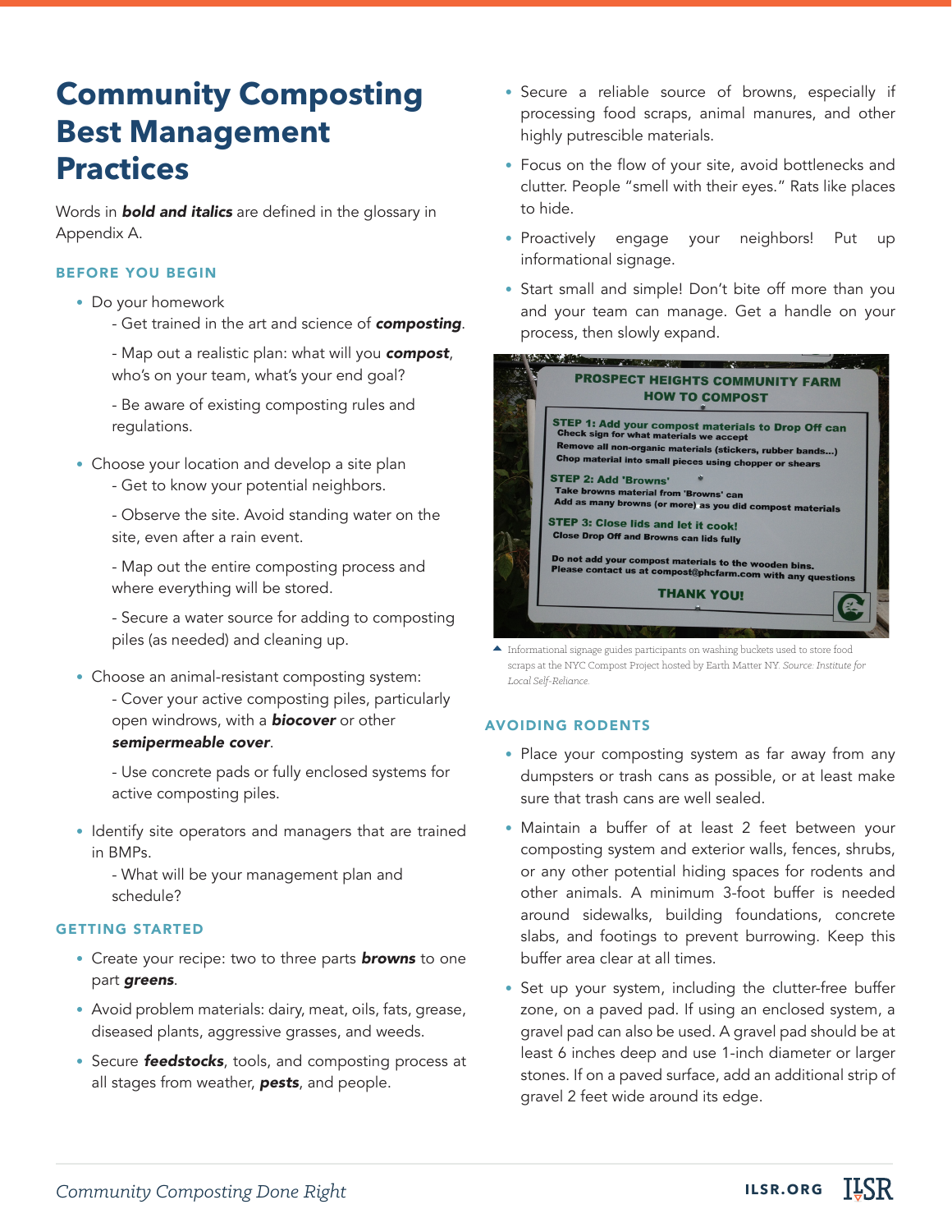# Community Composting Best Management Practices

Words in ***bold and italics*** are defined in the glossary in Appendix A.

## BEFORE YOU BEGIN

- Do your homework
  - Get trained in the art and science of ***composting***.
  - Map out a realistic plan: what will you ***compost***, who's on your team, what's your end goal?
  - Be aware of existing composting rules and regulations.
- Choose your location and develop a site plan
  - Get to know your potential neighbors.
  - Observe the site. Avoid standing water on the site, even after a rain event.
  - Map out the entire composting process and where everything will be stored.
  - Secure a water source for adding to composting piles (as needed) and cleaning up.
- Choose an animal-resistant composting system:
  - Cover your active composting piles, particularly open windrows, with a ***biocover*** or other ***semipermeable cover***.
  - Use concrete pads or fully enclosed systems for active composting piles.
- Identify site operators and managers that are trained in BMPs.
  - What will be your management plan and schedule?

## GETTING STARTED

- Create your recipe: two to three parts ***browns*** to one part ***greens***.
- Avoid problem materials: dairy, meat, oils, fats, grease, diseased plants, aggressive grasses, and weeds.
- Secure ***feedstocks***, tools, and composting process at all stages from weather, ***pests***, and people.
- Secure a reliable source of browns, especially if processing food scraps, animal manures, and other highly putrescible materials.
- Focus on the flow of your site, avoid bottlenecks and clutter. People "smell with their eyes." Rats like places to hide.
- Proactively engage your neighbors! Put up informational signage.
- Start small and simple! Don't bite off more than you and your team can manage. Get a handle on your process, then slowly expand.

Informational signage guides participants on washing buckets used to store food scraps at the NYC Compost Project hosted by Earth Matter NY. *Source: Institute for Local Self-Reliance.*

## AVOIDING RODENTS

- Place your composting system as far away from any dumpsters or trash cans as possible, or at least make sure that trash cans are well sealed.
- Maintain a buffer of at least 2 feet between your composting system and exterior walls, fences, shrubs, or any other potential hiding spaces for rodents and other animals. A minimum 3-foot buffer is needed around sidewalks, building foundations, concrete slabs, and footings to prevent burrowing. Keep this buffer area clear at all times.
- Set up your system, including the clutter-free buffer zone, on a paved pad. If using an enclosed system, a gravel pad can also be used. A gravel pad should be at least 6 inches deep and use 1-inch diameter or larger stones. If on a paved surface, add an additional strip of gravel 2 feet wide around its edge.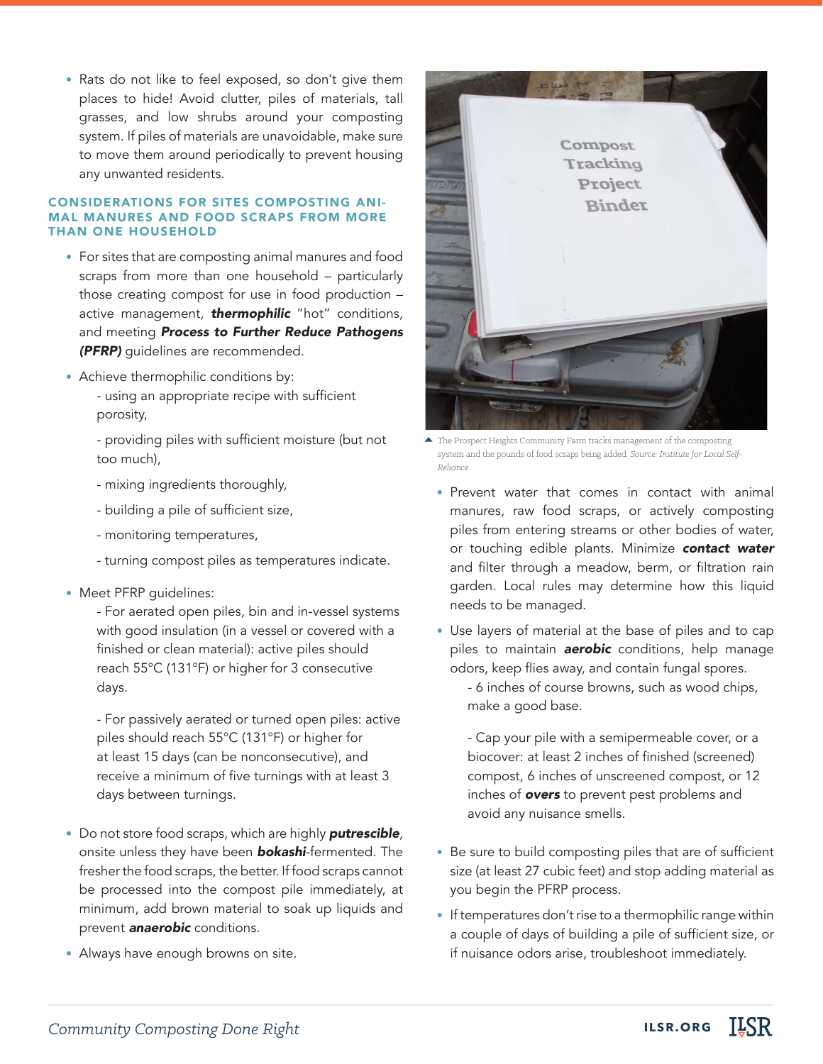- Rats do not like to feel exposed, so don't give them places to hide! Avoid clutter, piles of materials, tall grasses, and low shrubs around your composting system. If piles of materials are unavoidable, make sure to move them around periodically to prevent housing any unwanted residents.

### CONSIDERATIONS FOR SITES COMPOSTING ANIMAL MANURES AND FOOD SCRAPS FROM MORE THAN ONE HOUSEHOLD

- For sites that are composting animal manures and food scraps from more than one household – particularly those creating compost for use in food production – active management, ***thermophilic*** "hot" conditions, and meeting ***Process to Further Reduce Pathogens (PFRP)*** guidelines are recommended.
- Achieve thermophilic conditions by:
  - using an appropriate recipe with sufficient porosity,
  - providing piles with sufficient moisture (but not too much),
  - mixing ingredients thoroughly,
  - building a pile of sufficient size,
  - monitoring temperatures,
  - turning compost piles as temperatures indicate.
- Meet PFRP guidelines:
  - For aerated open piles, bin and in-vessel systems with good insulation (in a vessel or covered with a finished or clean material): active piles should reach 55°C (131°F) or higher for 3 consecutive days.
  - For passively aerated or turned open piles: active piles should reach 55°C (131°F) or higher for at least 15 days (can be nonconsecutive), and receive a minimum of five turnings with at least 3 days between turnings.
- Do not store food scraps, which are highly ***putrescible***, onsite unless they have been ***bokashi***-fermented. The fresher the food scraps, the better. If food scraps cannot be processed into the compost pile immediately, at minimum, add brown material to soak up liquids and prevent ***anaerobic*** conditions.
- Always have enough browns on site.

The Prospect Heights Community Farm tracks management of the composting system and the pounds of food scraps being added. *Source: Institute for Local Self-Reliance.*

- Prevent water that comes in contact with animal manures, raw food scraps, or actively composting piles from entering streams or other bodies of water, or touching edible plants. Minimize ***contact water*** and filter through a meadow, berm, or filtration rain garden. Local rules may determine how this liquid needs to be managed.
- Use layers of material at the base of piles and to cap piles to maintain ***aerobic*** conditions, help manage odors, keep flies away, and contain fungal spores.
  - 6 inches of course browns, such as wood chips, make a good base.
  - Cap your pile with a semipermeable cover, or a biocover: at least 2 inches of finished (screened) compost, 6 inches of unscreened compost, or 12 inches of ***overs*** to prevent pest problems and avoid any nuisance smells.
- Be sure to build composting piles that are of sufficient size (at least 27 cubic feet) and stop adding material as you begin the PFRP process.
- If temperatures don't rise to a thermophilic range within a couple of days of building a pile of sufficient size, or if nuisance odors arise, troubleshoot immediately.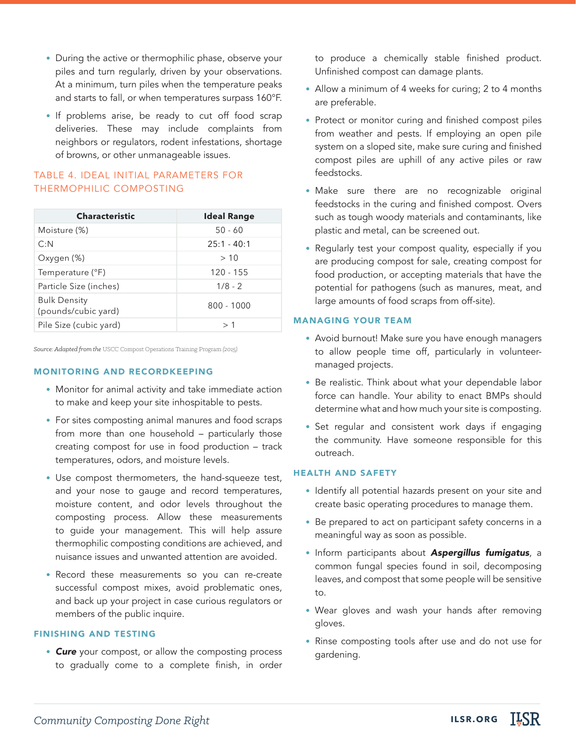- During the active or thermophilic phase, observe your piles and turn regularly, driven by your observations. At a minimum, turn piles when the temperature peaks and starts to fall, or when temperatures surpass 160°F.
- If problems arise, be ready to cut off food scrap deliveries. These may include complaints from neighbors or regulators, rodent infestations, shortage of browns, or other unmanageable issues.

### TABLE 4. IDEAL INITIAL PARAMETERS FOR THERMOPHILIC COMPOSTING

| Characteristic | Ideal Range |
|---|---|
| Moisture (%) | 50 - 60 |
| C:N | 25:1 - 40:1 |
| Oxygen (%) | > 10 |
| Temperature (°F) | 120 - 155 |
| Particle Size (inches) | 1/8 - 2 |
| Bulk Density (pounds/cubic yard) | 800 - 1000 |
| Pile Size (cubic yard) | > 1 |

*Source: Adapted from the* USCC Compost Operations Training Program *(2015).*

## MONITORING AND RECORDKEEPING

- Monitor for animal activity and take immediate action to make and keep your site inhospitable to pests.
- For sites composting animal manures and food scraps from more than one household – particularly those creating compost for use in food production – track temperatures, odors, and moisture levels.
- Use compost thermometers, the hand-squeeze test, and your nose to gauge and record temperatures, moisture content, and odor levels throughout the composting process. Allow these measurements to guide your management. This will help assure thermophilic composting conditions are achieved, and nuisance issues and unwanted attention are avoided.
- Record these measurements so you can re-create successful compost mixes, avoid problematic ones, and back up your project in case curious regulators or members of the public inquire.

## FINISHING AND TESTING

- ***Cure*** your compost, or allow the composting process to gradually come to a complete finish, in order to produce a chemically stable finished product. Unfinished compost can damage plants.
- Allow a minimum of 4 weeks for curing; 2 to 4 months are preferable.
- Protect or monitor curing and finished compost piles from weather and pests. If employing an open pile system on a sloped site, make sure curing and finished compost piles are uphill of any active piles or raw feedstocks.
- Make sure there are no recognizable original feedstocks in the curing and finished compost. Overs such as tough woody materials and contaminants, like plastic and metal, can be screened out.
- Regularly test your compost quality, especially if you are producing compost for sale, creating compost for food production, or accepting materials that have the potential for pathogens (such as manures, meat, and large amounts of food scraps from off-site).

## MANAGING YOUR TEAM

- Avoid burnout! Make sure you have enough managers to allow people time off, particularly in volunteer-managed projects.
- Be realistic. Think about what your dependable labor force can handle. Your ability to enact BMPs should determine what and how much your site is composting.
- Set regular and consistent work days if engaging the community. Have someone responsible for this outreach.

## HEALTH AND SAFETY

- Identify all potential hazards present on your site and create basic operating procedures to manage them.
- Be prepared to act on participant safety concerns in a meaningful way as soon as possible.
- Inform participants about ***Aspergillus fumigatus***, a common fungal species found in soil, decomposing leaves, and compost that some people will be sensitive to.
- Wear gloves and wash your hands after removing gloves.
- Rinse composting tools after use and do not use for gardening.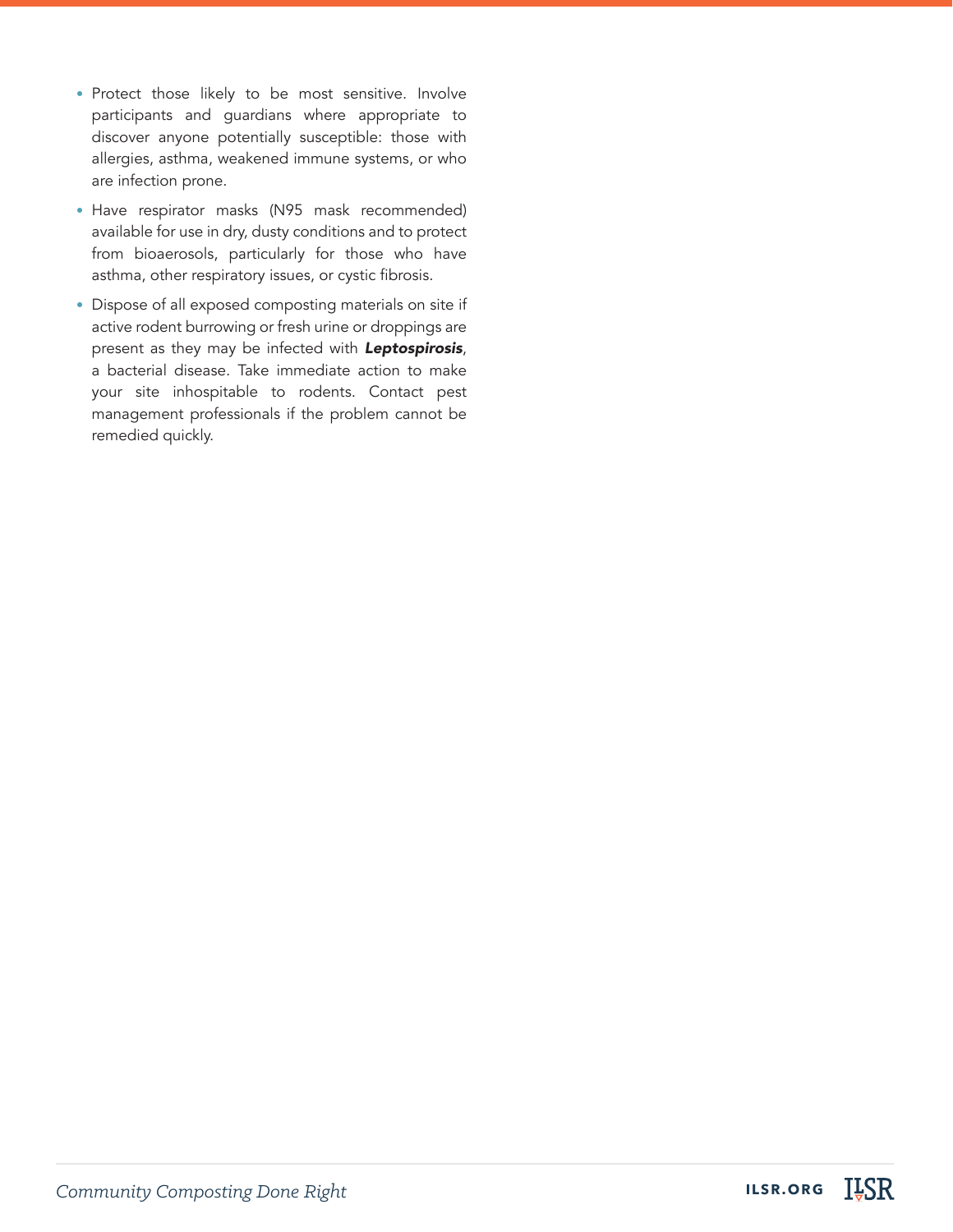- Protect those likely to be most sensitive. Involve participants and guardians where appropriate to discover anyone potentially susceptible: those with allergies, asthma, weakened immune systems, or who are infection prone.
- Have respirator masks (N95 mask recommended) available for use in dry, dusty conditions and to protect from bioaerosols, particularly for those who have asthma, other respiratory issues, or cystic fibrosis.
- Dispose of all exposed composting materials on site if active rodent burrowing or fresh urine or droppings are present as they may be infected with ***Leptospirosis***, a bacterial disease. Take immediate action to make your site inhospitable to rodents. Contact pest management professionals if the problem cannot be remedied quickly.